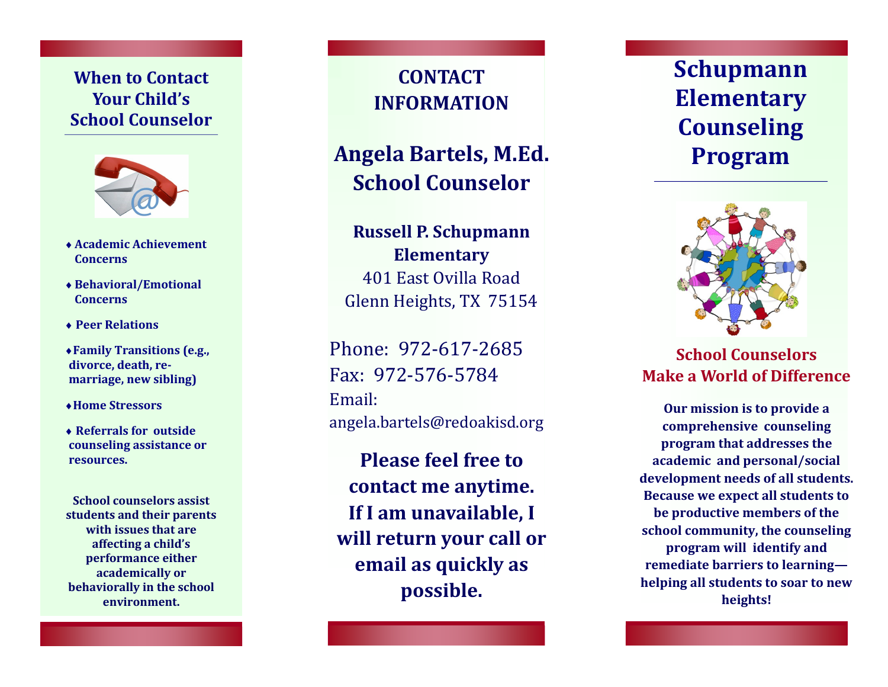## When to Contact Your Child's School Counselor

- **Academic Achievement Concerns**
- **Behavioral/Emotional Concerns**
- **Peer Relations**
- **Family Transitions (e.g., divorce, death, re-marriage, new sibling)**
- **Home Stressors**
- **Referrals for outside counseling assistance or resources.**

**School counselors assist students and their parents with issues that are affecting a child's performance either academically or behaviorally in the school environment.**

## CONTACT INFORMATION

## Angela Bartels, M.Ed. School Counselor

**Russell P. Schupmann Elementary**
401 East Ovilla Road
Glenn Heights, TX 75154

Phone: 972-617-2685
Fax: 972-576-5784
Email:
angela.bartels@redoakisd.org

**Please feel free to contact me anytime. If I am unavailable, I will return your call or email as quickly as possible.**

# Schupmann Elementary Counseling Program

**School Counselors Make a World of Difference**

**Our mission is to provide a comprehensive counseling program that addresses the academic and personal/social development needs of all students. Because we expect all students to be productive members of the school community, the counseling program will identify and remediate barriers to learning—helping all students to soar to new heights!**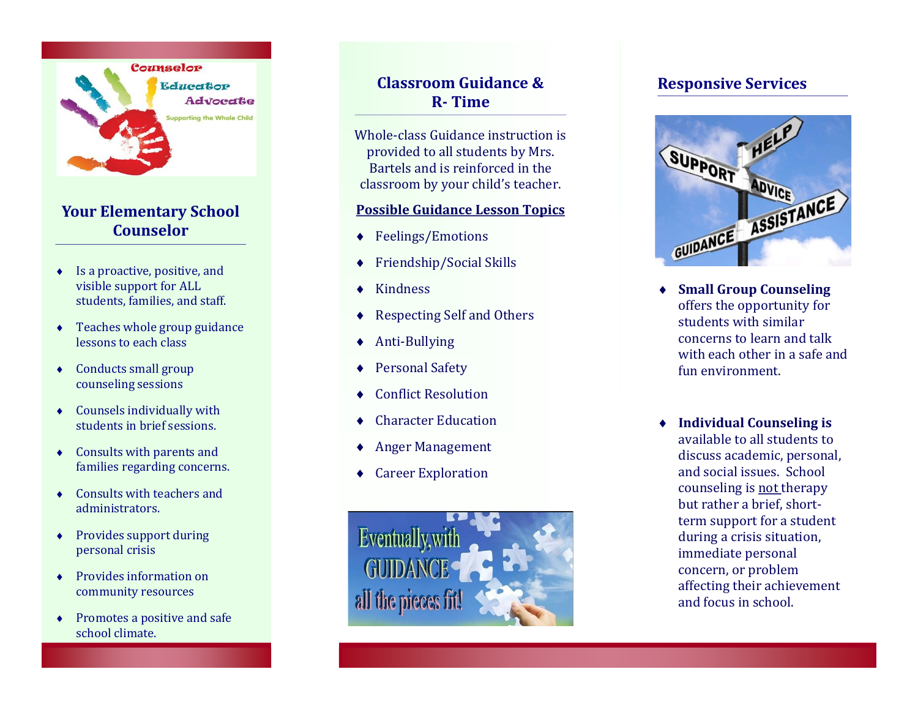## Your Elementary School Counselor

- Is a proactive, positive, and visible support for ALL students, families, and staff.
- Teaches whole group guidance lessons to each class
- Conducts small group counseling sessions
- Counsels individually with students in brief sessions.
- Consults with parents and families regarding concerns.
- Consults with teachers and administrators.
- Provides support during personal crisis
- Provides information on community resources
- Promotes a positive and safe school climate.

## Classroom Guidance & R- Time

Whole-class Guidance instruction is provided to all students by Mrs. Bartels and is reinforced in the classroom by your child's teacher.

**Possible Guidance Lesson Topics**

- Feelings/Emotions
- Friendship/Social Skills
- Kindness
- Respecting Self and Others
- Anti-Bullying
- Personal Safety
- Conflict Resolution
- Character Education
- Anger Management
- Career Exploration

## Responsive Services

- **Small Group Counseling** offers the opportunity for students with similar concerns to learn and talk with each other in a safe and fun environment.

- **Individual Counseling is** available to all students to discuss academic, personal, and social issues. School counseling is not therapy but rather a brief, short-term support for a student during a crisis situation, immediate personal concern, or problem affecting their achievement and focus in school.